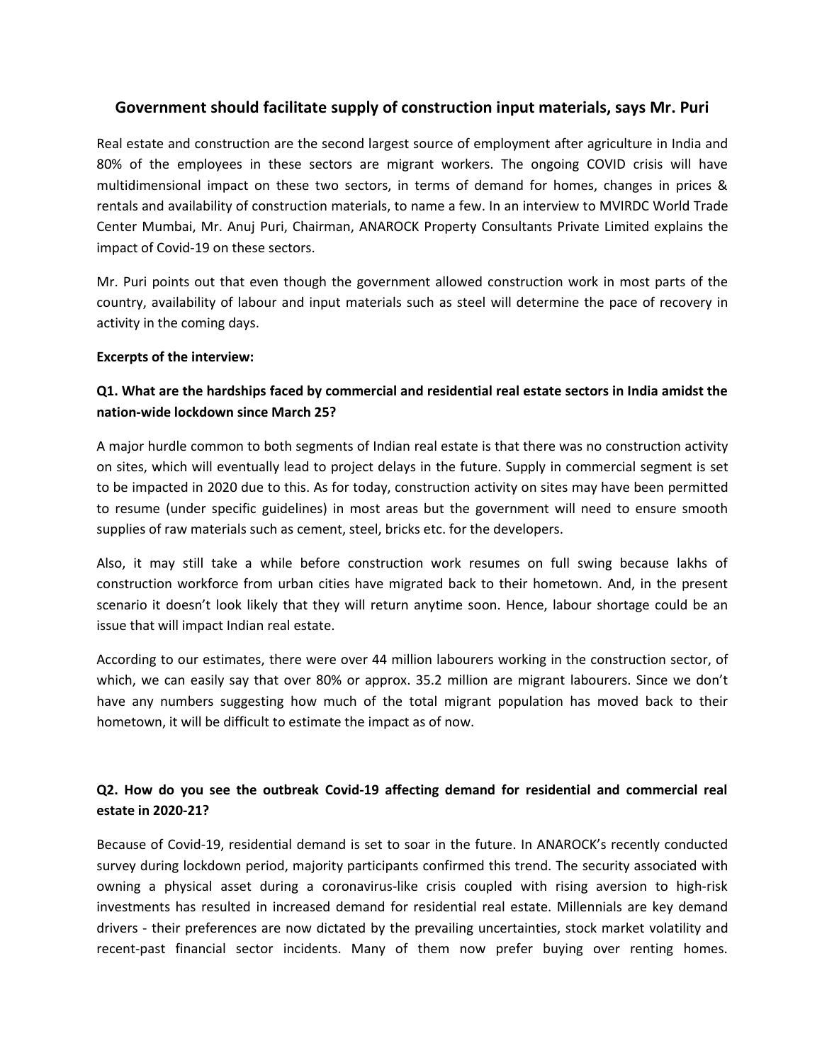# Government should facilitate supply of construction input materials, says Mr. Puri

Real estate and construction are the second largest source of employment after agriculture in India and 80% of the employees in these sectors are migrant workers. The ongoing COVID crisis will have multidimensional impact on these two sectors, in terms of demand for homes, changes in prices & rentals and availability of construction materials, to name a few. In an interview to MVIRDC World Trade Center Mumbai, Mr. Anuj Puri, Chairman, ANAROCK Property Consultants Private Limited explains the impact of Covid-19 on these sectors.

Mr. Puri points out that even though the government allowed construction work in most parts of the country, availability of labour and input materials such as steel will determine the pace of recovery in activity in the coming days.

**Excerpts of the interview:**

**Q1. What are the hardships faced by commercial and residential real estate sectors in India amidst the nation-wide lockdown since March 25?**

A major hurdle common to both segments of Indian real estate is that there was no construction activity on sites, which will eventually lead to project delays in the future. Supply in commercial segment is set to be impacted in 2020 due to this. As for today, construction activity on sites may have been permitted to resume (under specific guidelines) in most areas but the government will need to ensure smooth supplies of raw materials such as cement, steel, bricks etc. for the developers.

Also, it may still take a while before construction work resumes on full swing because lakhs of construction workforce from urban cities have migrated back to their hometown. And, in the present scenario it doesn't look likely that they will return anytime soon. Hence, labour shortage could be an issue that will impact Indian real estate.

According to our estimates, there were over 44 million labourers working in the construction sector, of which, we can easily say that over 80% or approx. 35.2 million are migrant labourers. Since we don't have any numbers suggesting how much of the total migrant population has moved back to their hometown, it will be difficult to estimate the impact as of now.

**Q2. How do you see the outbreak Covid-19 affecting demand for residential and commercial real estate in 2020-21?**

Because of Covid-19, residential demand is set to soar in the future. In ANAROCK's recently conducted survey during lockdown period, majority participants confirmed this trend. The security associated with owning a physical asset during a coronavirus-like crisis coupled with rising aversion to high-risk investments has resulted in increased demand for residential real estate. Millennials are key demand drivers - their preferences are now dictated by the prevailing uncertainties, stock market volatility and recent-past financial sector incidents. Many of them now prefer buying over renting homes.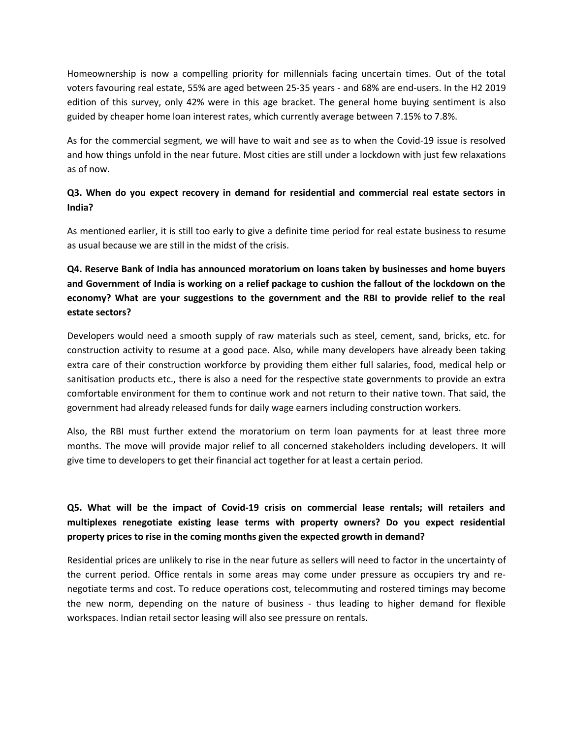Homeownership is now a compelling priority for millennials facing uncertain times. Out of the total voters favouring real estate, 55% are aged between 25-35 years - and 68% are end-users. In the H2 2019 edition of this survey, only 42% were in this age bracket. The general home buying sentiment is also guided by cheaper home loan interest rates, which currently average between 7.15% to 7.8%.

As for the commercial segment, we will have to wait and see as to when the Covid-19 issue is resolved and how things unfold in the near future. Most cities are still under a lockdown with just few relaxations as of now.

**Q3. When do you expect recovery in demand for residential and commercial real estate sectors in India?**

As mentioned earlier, it is still too early to give a definite time period for real estate business to resume as usual because we are still in the midst of the crisis.

**Q4. Reserve Bank of India has announced moratorium on loans taken by businesses and home buyers and Government of India is working on a relief package to cushion the fallout of the lockdown on the economy? What are your suggestions to the government and the RBI to provide relief to the real estate sectors?**

Developers would need a smooth supply of raw materials such as steel, cement, sand, bricks, etc. for construction activity to resume at a good pace. Also, while many developers have already been taking extra care of their construction workforce by providing them either full salaries, food, medical help or sanitisation products etc., there is also a need for the respective state governments to provide an extra comfortable environment for them to continue work and not return to their native town. That said, the government had already released funds for daily wage earners including construction workers.

Also, the RBI must further extend the moratorium on term loan payments for at least three more months. The move will provide major relief to all concerned stakeholders including developers. It will give time to developers to get their financial act together for at least a certain period.

**Q5. What will be the impact of Covid-19 crisis on commercial lease rentals; will retailers and multiplexes renegotiate existing lease terms with property owners? Do you expect residential property prices to rise in the coming months given the expected growth in demand?**

Residential prices are unlikely to rise in the near future as sellers will need to factor in the uncertainty of the current period. Office rentals in some areas may come under pressure as occupiers try and re-negotiate terms and cost. To reduce operations cost, telecommuting and rostered timings may become the new norm, depending on the nature of business - thus leading to higher demand for flexible workspaces. Indian retail sector leasing will also see pressure on rentals.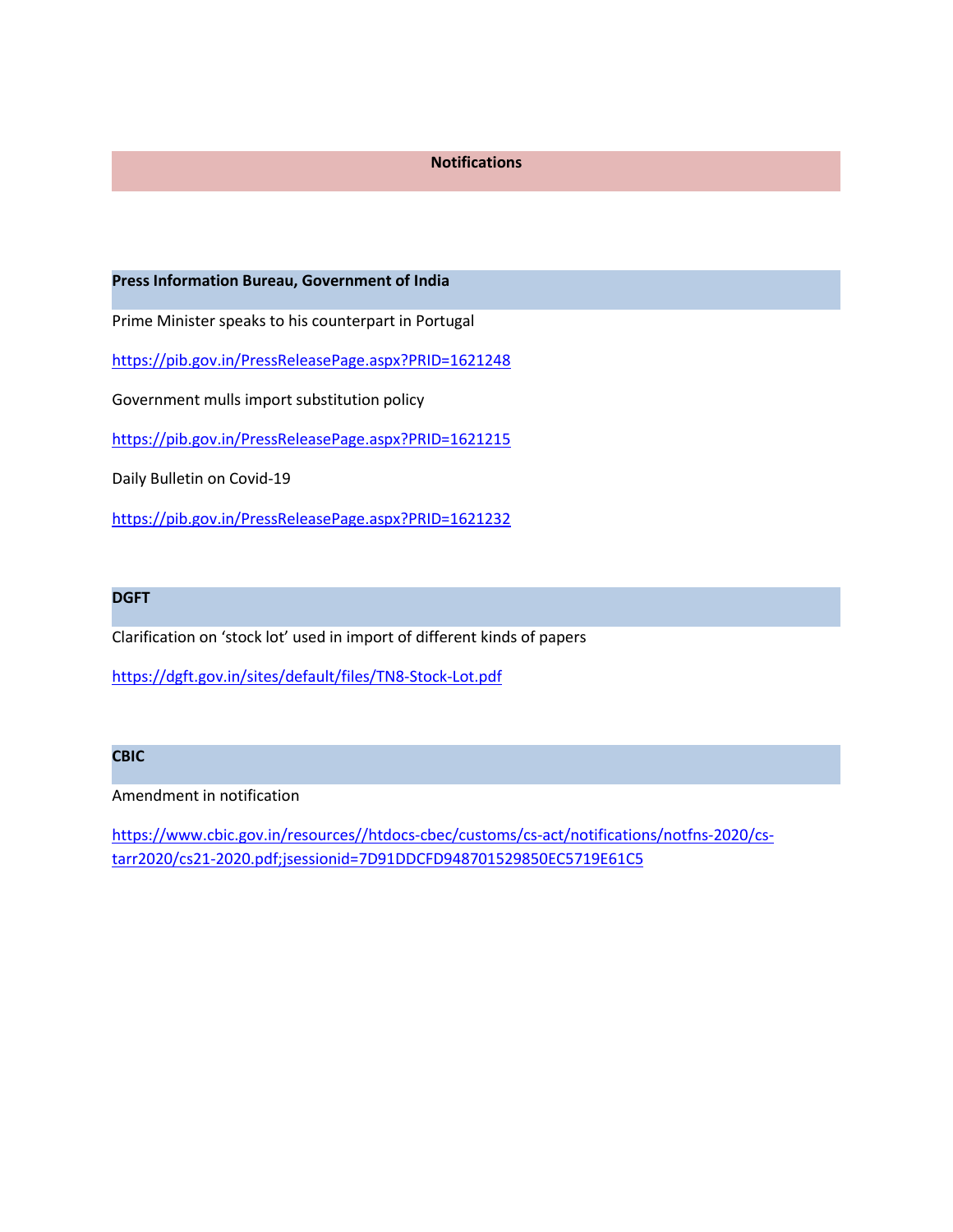## Notifications

### Press Information Bureau, Government of India

Prime Minister speaks to his counterpart in Portugal

https://pib.gov.in/PressReleasePage.aspx?PRID=1621248

Government mulls import substitution policy

https://pib.gov.in/PressReleasePage.aspx?PRID=1621215

Daily Bulletin on Covid-19

https://pib.gov.in/PressReleasePage.aspx?PRID=1621232

### DGFT

Clarification on 'stock lot' used in import of different kinds of papers

https://dgft.gov.in/sites/default/files/TN8-Stock-Lot.pdf

### CBIC

Amendment in notification

https://www.cbic.gov.in/resources//htdocs-cbec/customs/cs-act/notifications/notfns-2020/cs-tarr2020/cs21-2020.pdf;jsessionid=7D91DDCFD948701529850EC5719E61C5